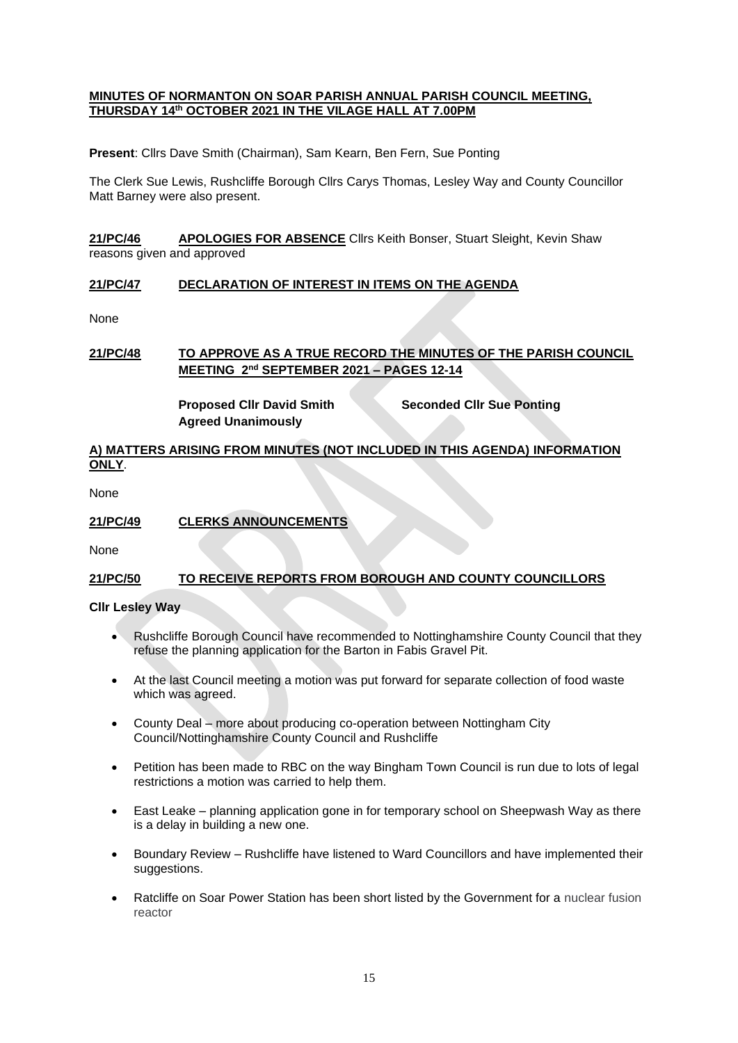**MINUTES OF NORMANTON ON SOAR PARISH ANNUAL PARISH COUNCIL MEETING, THURSDAY 14th OCTOBER 2021 IN THE VILAGE HALL AT 7.00PM**

**Present**: Cllrs Dave Smith (Chairman), Sam Kearn, Ben Fern, Sue Ponting

The Clerk Sue Lewis, Rushcliffe Borough Cllrs Carys Thomas, Lesley Way and County Councillor Matt Barney were also present.

**21/PC/46 APOLOGIES FOR ABSENCE** Cllrs Keith Bonser, Stuart Sleight, Kevin Shaw reasons given and approved

**21/PC/47 DECLARATION OF INTEREST IN ITEMS ON THE AGENDA**

None

**21/PC/48 TO APPROVE AS A TRUE RECORD THE MINUTES OF THE PARISH COUNCIL MEETING 2nd SEPTEMBER 2021 – PAGES 12-14**

**Proposed Cllr David Smith** **Seconded Cllr Sue Ponting**
**Agreed Unanimously**

**A) MATTERS ARISING FROM MINUTES (NOT INCLUDED IN THIS AGENDA) INFORMATION ONLY**.

None

**21/PC/49 CLERKS ANNOUNCEMENTS**

None

**21/PC/50 TO RECEIVE REPORTS FROM BOROUGH AND COUNTY COUNCILLORS**

**Cllr Lesley Way**

- Rushcliffe Borough Council have recommended to Nottinghamshire County Council that they refuse the planning application for the Barton in Fabis Gravel Pit.
- At the last Council meeting a motion was put forward for separate collection of food waste which was agreed.
- County Deal – more about producing co-operation between Nottingham City Council/Nottinghamshire County Council and Rushcliffe
- Petition has been made to RBC on the way Bingham Town Council is run due to lots of legal restrictions a motion was carried to help them.
- East Leake – planning application gone in for temporary school on Sheepwash Way as there is a delay in building a new one.
- Boundary Review – Rushcliffe have listened to Ward Councillors and have implemented their suggestions.
- Ratcliffe on Soar Power Station has been short listed by the Government for a nuclear fusion reactor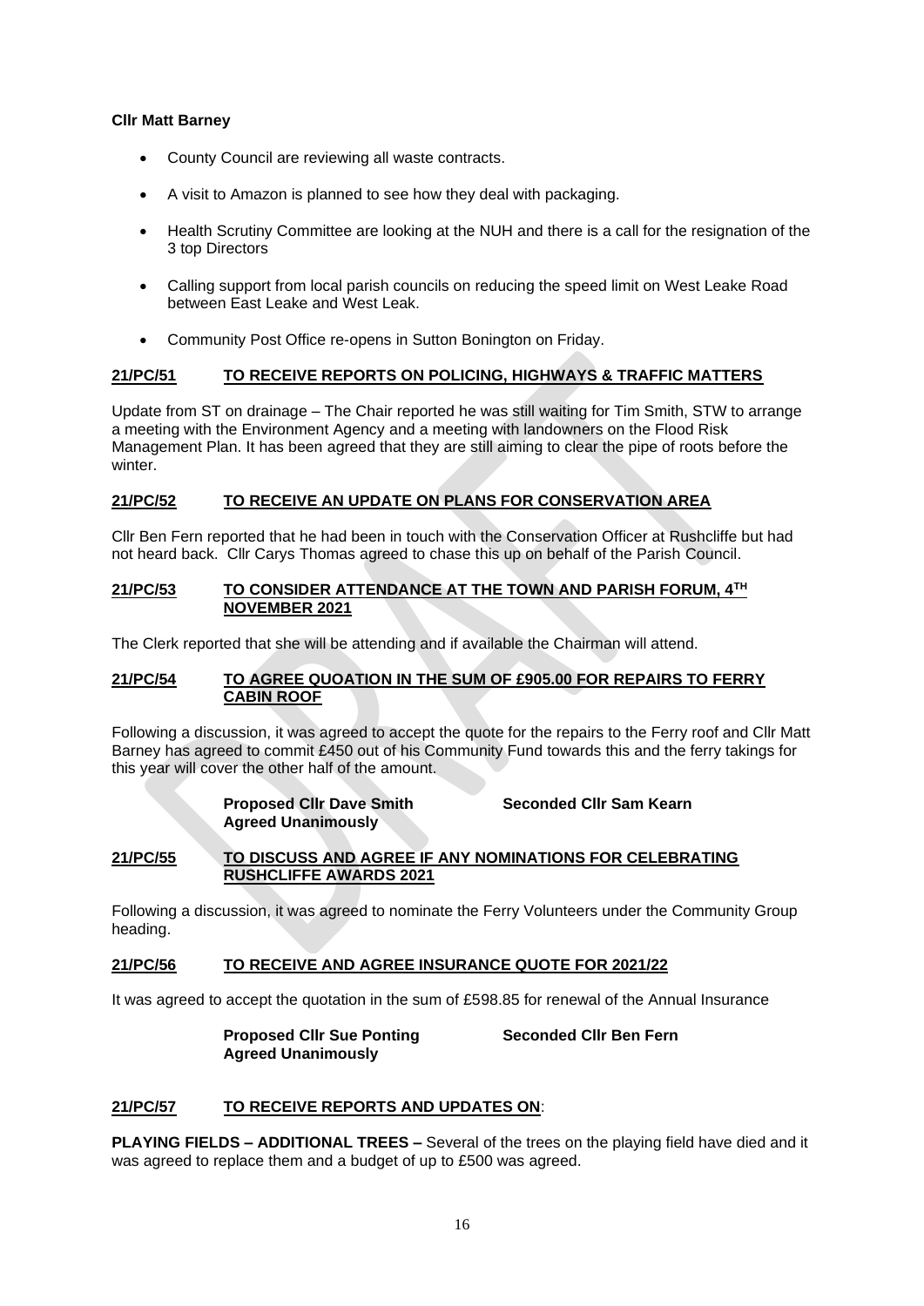**Cllr Matt Barney**

- County Council are reviewing all waste contracts.
- A visit to Amazon is planned to see how they deal with packaging.
- Health Scrutiny Committee are looking at the NUH and there is a call for the resignation of the 3 top Directors
- Calling support from local parish councils on reducing the speed limit on West Leake Road between East Leake and West Leak.
- Community Post Office re-opens in Sutton Bonington on Friday.

## 21/PC/51 TO RECEIVE REPORTS ON POLICING, HIGHWAYS & TRAFFIC MATTERS

Update from ST on drainage – The Chair reported he was still waiting for Tim Smith, STW to arrange a meeting with the Environment Agency and a meeting with landowners on the Flood Risk Management Plan. It has been agreed that they are still aiming to clear the pipe of roots before the winter.

## 21/PC/52 TO RECEIVE AN UPDATE ON PLANS FOR CONSERVATION AREA

Cllr Ben Fern reported that he had been in touch with the Conservation Officer at Rushcliffe but had not heard back. Cllr Carys Thomas agreed to chase this up on behalf of the Parish Council.

## 21/PC/53 TO CONSIDER ATTENDANCE AT THE TOWN AND PARISH FORUM, 4TH NOVEMBER 2021

The Clerk reported that she will be attending and if available the Chairman will attend.

## 21/PC/54 TO AGREE QUOATION IN THE SUM OF £905.00 FOR REPAIRS TO FERRY CABIN ROOF

Following a discussion, it was agreed to accept the quote for the repairs to the Ferry roof and Cllr Matt Barney has agreed to commit £450 out of his Community Fund towards this and the ferry takings for this year will cover the other half of the amount.

**Proposed Cllr Dave Smith** **Seconded Cllr Sam Kearn**
**Agreed Unanimously**

## 21/PC/55 TO DISCUSS AND AGREE IF ANY NOMINATIONS FOR CELEBRATING RUSHCLIFFE AWARDS 2021

Following a discussion, it was agreed to nominate the Ferry Volunteers under the Community Group heading.

## 21/PC/56 TO RECEIVE AND AGREE INSURANCE QUOTE FOR 2021/22

It was agreed to accept the quotation in the sum of £598.85 for renewal of the Annual Insurance

**Proposed Cllr Sue Ponting** **Seconded Cllr Ben Fern**
**Agreed Unanimously**

## 21/PC/57 TO RECEIVE REPORTS AND UPDATES ON:

**PLAYING FIELDS – ADDITIONAL TREES –** Several of the trees on the playing field have died and it was agreed to replace them and a budget of up to £500 was agreed.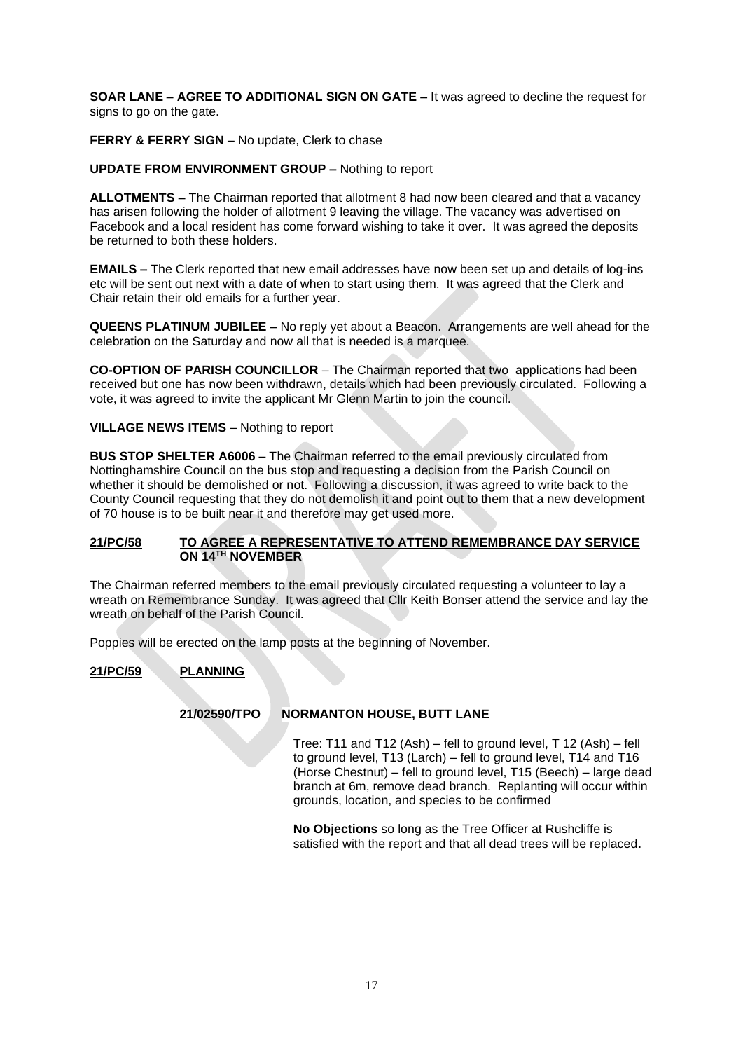**SOAR LANE – AGREE TO ADDITIONAL SIGN ON GATE –** It was agreed to decline the request for signs to go on the gate.

**FERRY & FERRY SIGN** – No update, Clerk to chase

**UPDATE FROM ENVIRONMENT GROUP –** Nothing to report

**ALLOTMENTS –** The Chairman reported that allotment 8 had now been cleared and that a vacancy has arisen following the holder of allotment 9 leaving the village. The vacancy was advertised on Facebook and a local resident has come forward wishing to take it over. It was agreed the deposits be returned to both these holders.

**EMAILS –** The Clerk reported that new email addresses have now been set up and details of log-ins etc will be sent out next with a date of when to start using them. It was agreed that the Clerk and Chair retain their old emails for a further year.

**QUEENS PLATINUM JUBILEE –** No reply yet about a Beacon. Arrangements are well ahead for the celebration on the Saturday and now all that is needed is a marquee.

**CO-OPTION OF PARISH COUNCILLOR** – The Chairman reported that two applications had been received but one has now been withdrawn, details which had been previously circulated. Following a vote, it was agreed to invite the applicant Mr Glenn Martin to join the council.

**VILLAGE NEWS ITEMS** – Nothing to report

**BUS STOP SHELTER A6006** – The Chairman referred to the email previously circulated from Nottinghamshire Council on the bus stop and requesting a decision from the Parish Council on whether it should be demolished or not. Following a discussion, it was agreed to write back to the County Council requesting that they do not demolish it and point out to them that a new development of 70 house is to be built near it and therefore may get used more.

**21/PC/58 TO AGREE A REPRESENTATIVE TO ATTEND REMEMBRANCE DAY SERVICE ON 14TH NOVEMBER**

The Chairman referred members to the email previously circulated requesting a volunteer to lay a wreath on Remembrance Sunday. It was agreed that Cllr Keith Bonser attend the service and lay the wreath on behalf of the Parish Council.

Poppies will be erected on the lamp posts at the beginning of November.

**21/PC/59 PLANNING**

**21/02590/TPO NORMANTON HOUSE, BUTT LANE**

Tree: T11 and T12 (Ash) – fell to ground level, T 12 (Ash) – fell to ground level, T13 (Larch) – fell to ground level, T14 and T16 (Horse Chestnut) – fell to ground level, T15 (Beech) – large dead branch at 6m, remove dead branch. Replanting will occur within grounds, location, and species to be confirmed

**No Objections** so long as the Tree Officer at Rushcliffe is satisfied with the report and that all dead trees will be replaced**.**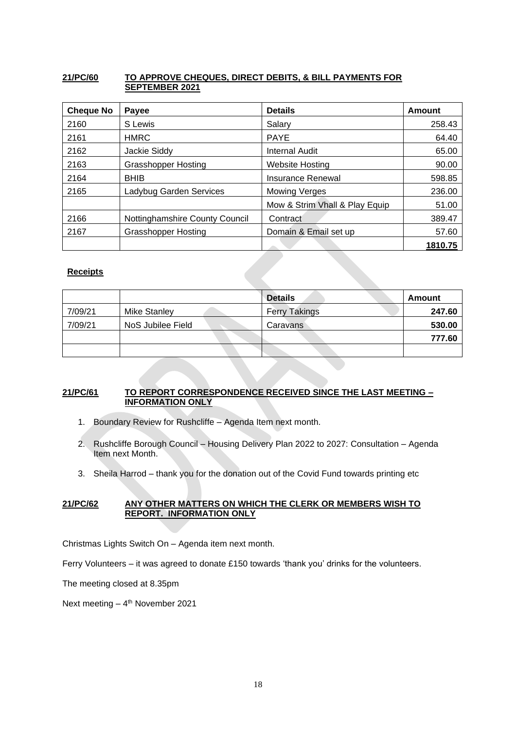**21/PC/60 TO APPROVE CHEQUES, DIRECT DEBITS, & BILL PAYMENTS FOR SEPTEMBER 2021**

| Cheque No | Payee | Details | Amount |
|---|---|---|---|
| 2160 | S Lewis | Salary | 258.43 |
| 2161 | HMRC | PAYE | 64.40 |
| 2162 | Jackie Siddy | Internal Audit | 65.00 |
| 2163 | Grasshopper Hosting | Website Hosting | 90.00 |
| 2164 | BHIB | Insurance Renewal | 598.85 |
| 2165 | Ladybug Garden Services | Mowing Verges | 236.00 |
| | | Mow & Strim Vhall & Play Equip | 51.00 |
| 2166 | Nottinghamshire County Council | Contract | 389.47 |
| 2167 | Grasshopper Hosting | Domain & Email set up | 57.60 |
| | | | **1810.75** |

**Receipts**

| | | Details | Amount |
|---|---|---|---|
| 7/09/21 | Mike Stanley | Ferry Takings | **247.60** |
| 7/09/21 | NoS Jubilee Field | Caravans | **530.00** |
| | | | **777.60** |
| | | | |

**21/PC/61 TO REPORT CORRESPONDENCE RECEIVED SINCE THE LAST MEETING – INFORMATION ONLY**

1. Boundary Review for Rushcliffe – Agenda Item next month.
2. Rushcliffe Borough Council – Housing Delivery Plan 2022 to 2027: Consultation – Agenda Item next Month.
3. Sheila Harrod – thank you for the donation out of the Covid Fund towards printing etc

**21/PC/62 ANY OTHER MATTERS ON WHICH THE CLERK OR MEMBERS WISH TO REPORT. INFORMATION ONLY**

Christmas Lights Switch On – Agenda item next month.

Ferry Volunteers – it was agreed to donate £150 towards 'thank you' drinks for the volunteers.

The meeting closed at 8.35pm

Next meeting – 4th November 2021